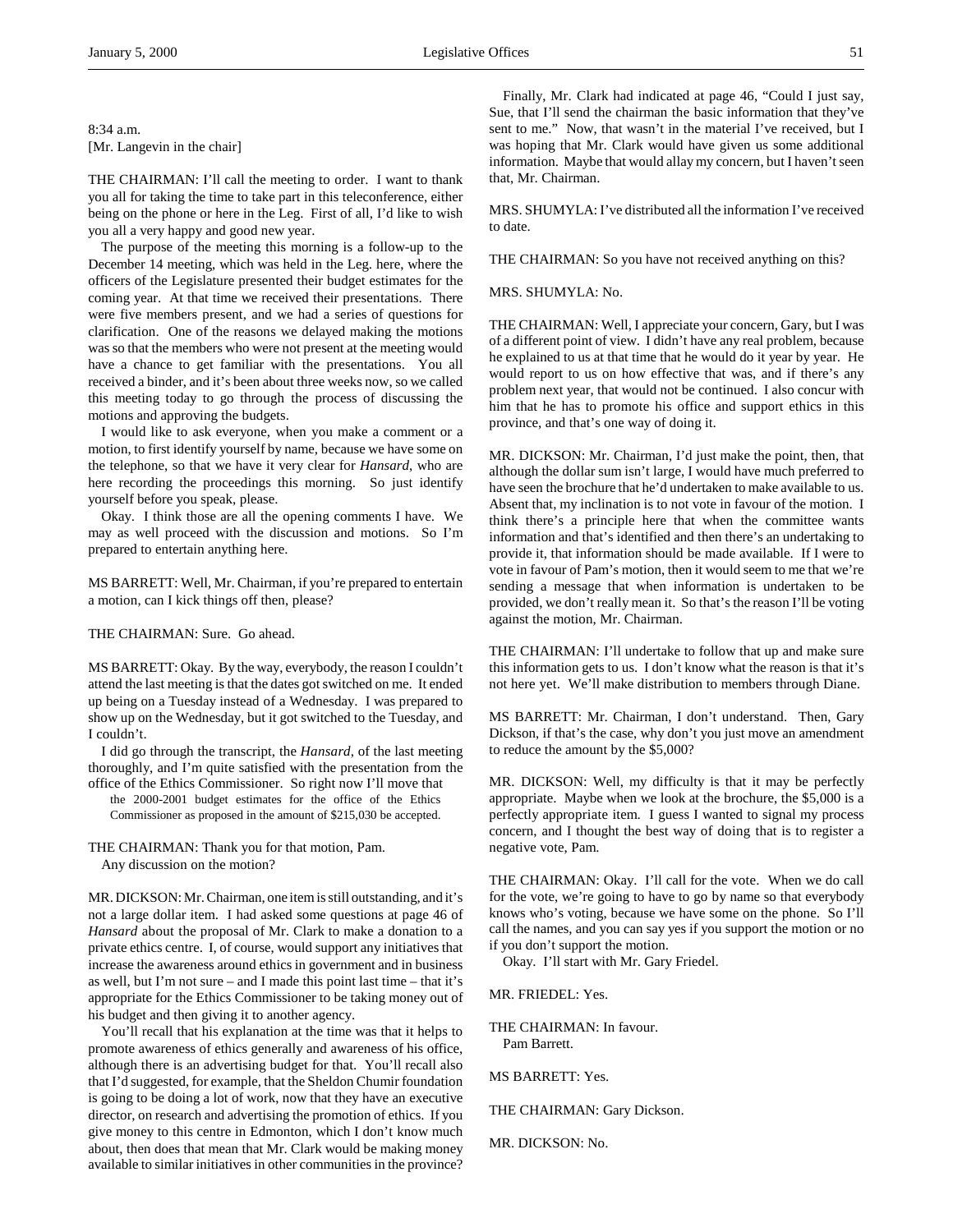8:34 a.m.
[Mr. Langevin in the chair]

THE CHAIRMAN: I'll call the meeting to order. I want to thank you all for taking the time to take part in this teleconference, either being on the phone or here in the Leg. First of all, I'd like to wish you all a very happy and good new year.

The purpose of the meeting this morning is a follow-up to the December 14 meeting, which was held in the Leg. here, where the officers of the Legislature presented their budget estimates for the coming year. At that time we received their presentations. There were five members present, and we had a series of questions for clarification. One of the reasons we delayed making the motions was so that the members who were not present at the meeting would have a chance to get familiar with the presentations. You all received a binder, and it's been about three weeks now, so we called this meeting today to go through the process of discussing the motions and approving the budgets.

I would like to ask everyone, when you make a comment or a motion, to first identify yourself by name, because we have some on the telephone, so that we have it very clear for *Hansard*, who are here recording the proceedings this morning. So just identify yourself before you speak, please.

Okay. I think those are all the opening comments I have. We may as well proceed with the discussion and motions. So I'm prepared to entertain anything here.

MS BARRETT: Well, Mr. Chairman, if you're prepared to entertain a motion, can I kick things off then, please?

THE CHAIRMAN: Sure. Go ahead.

MS BARRETT: Okay. By the way, everybody, the reason I couldn't attend the last meeting is that the dates got switched on me. It ended up being on a Tuesday instead of a Wednesday. I was prepared to show up on the Wednesday, but it got switched to the Tuesday, and I couldn't.

I did go through the transcript, the *Hansard*, of the last meeting thoroughly, and I'm quite satisfied with the presentation from the office of the Ethics Commissioner. So right now I'll move that

> the 2000-2001 budget estimates for the office of the Ethics Commissioner as proposed in the amount of $215,030 be accepted.

THE CHAIRMAN: Thank you for that motion, Pam.

Any discussion on the motion?

MR. DICKSON: Mr. Chairman, one item is still outstanding, and it's not a large dollar item. I had asked some questions at page 46 of *Hansard* about the proposal of Mr. Clark to make a donation to a private ethics centre. I, of course, would support any initiatives that increase the awareness around ethics in government and in business as well, but I'm not sure – and I made this point last time – that it's appropriate for the Ethics Commissioner to be taking money out of his budget and then giving it to another agency.

You'll recall that his explanation at the time was that it helps to promote awareness of ethics generally and awareness of his office, although there is an advertising budget for that. You'll recall also that I'd suggested, for example, that the Sheldon Chumir foundation is going to be doing a lot of work, now that they have an executive director, on research and advertising the promotion of ethics. If you give money to this centre in Edmonton, which I don't know much about, then does that mean that Mr. Clark would be making money available to similar initiatives in other communities in the province?

Finally, Mr. Clark had indicated at page 46, "Could I just say, Sue, that I'll send the chairman the basic information that they've sent to me." Now, that wasn't in the material I've received, but I was hoping that Mr. Clark would have given us some additional information. Maybe that would allay my concern, but I haven't seen that, Mr. Chairman.

MRS. SHUMYLA: I've distributed all the information I've received to date.

THE CHAIRMAN: So you have not received anything on this?

MRS. SHUMYLA: No.

THE CHAIRMAN: Well, I appreciate your concern, Gary, but I was of a different point of view. I didn't have any real problem, because he explained to us at that time that he would do it year by year. He would report to us on how effective that was, and if there's any problem next year, that would not be continued. I also concur with him that he has to promote his office and support ethics in this province, and that's one way of doing it.

MR. DICKSON: Mr. Chairman, I'd just make the point, then, that although the dollar sum isn't large, I would have much preferred to have seen the brochure that he'd undertaken to make available to us. Absent that, my inclination is to not vote in favour of the motion. I think there's a principle here that when the committee wants information and that's identified and then there's an undertaking to provide it, that information should be made available. If I were to vote in favour of Pam's motion, then it would seem to me that we're sending a message that when information is undertaken to be provided, we don't really mean it. So that's the reason I'll be voting against the motion, Mr. Chairman.

THE CHAIRMAN: I'll undertake to follow that up and make sure this information gets to us. I don't know what the reason is that it's not here yet. We'll make distribution to members through Diane.

MS BARRETT: Mr. Chairman, I don't understand. Then, Gary Dickson, if that's the case, why don't you just move an amendment to reduce the amount by the $5,000?

MR. DICKSON: Well, my difficulty is that it may be perfectly appropriate. Maybe when we look at the brochure, the $5,000 is a perfectly appropriate item. I guess I wanted to signal my process concern, and I thought the best way of doing that is to register a negative vote, Pam.

THE CHAIRMAN: Okay. I'll call for the vote. When we do call for the vote, we're going to have to go by name so that everybody knows who's voting, because we have some on the phone. So I'll call the names, and you can say yes if you support the motion or no if you don't support the motion.

Okay. I'll start with Mr. Gary Friedel.

MR. FRIEDEL: Yes.

THE CHAIRMAN: In favour.

Pam Barrett.

MS BARRETT: Yes.

THE CHAIRMAN: Gary Dickson.

MR. DICKSON: No.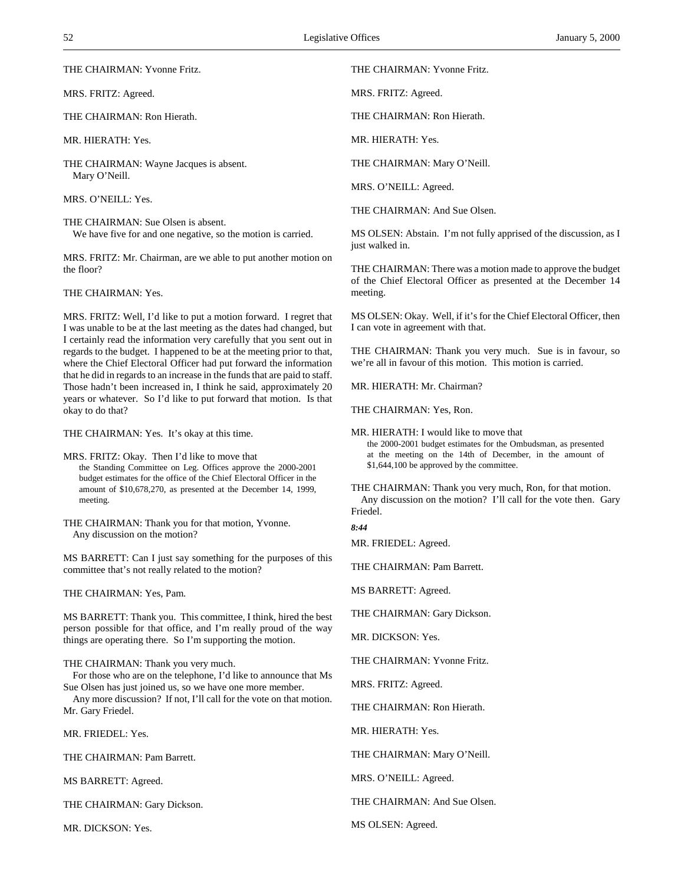THE CHAIRMAN: Yvonne Fritz.

MRS. FRITZ: Agreed.

THE CHAIRMAN: Ron Hierath.

MR. HIERATH: Yes.

THE CHAIRMAN: Wayne Jacques is absent.
Mary O'Neill.

MRS. O'NEILL: Yes.

THE CHAIRMAN: Sue Olsen is absent.
We have five for and one negative, so the motion is carried.

MRS. FRITZ: Mr. Chairman, are we able to put another motion on the floor?

THE CHAIRMAN: Yes.

MRS. FRITZ: Well, I'd like to put a motion forward. I regret that I was unable to be at the last meeting as the dates had changed, but I certainly read the information very carefully that you sent out in regards to the budget. I happened to be at the meeting prior to that, where the Chief Electoral Officer had put forward the information that he did in regards to an increase in the funds that are paid to staff. Those hadn't been increased in, I think he said, approximately 20 years or whatever. So I'd like to put forward that motion. Is that okay to do that?

THE CHAIRMAN: Yes. It's okay at this time.

MRS. FRITZ: Okay. Then I'd like to move that

> the Standing Committee on Leg. Offices approve the 2000-2001 budget estimates for the office of the Chief Electoral Officer in the amount of $10,678,270, as presented at the December 14, 1999, meeting.

THE CHAIRMAN: Thank you for that motion, Yvonne.
Any discussion on the motion?

MS BARRETT: Can I just say something for the purposes of this committee that's not really related to the motion?

THE CHAIRMAN: Yes, Pam.

MS BARRETT: Thank you. This committee, I think, hired the best person possible for that office, and I'm really proud of the way things are operating there. So I'm supporting the motion.

THE CHAIRMAN: Thank you very much.
For those who are on the telephone, I'd like to announce that Ms Sue Olsen has just joined us, so we have one more member.
Any more discussion? If not, I'll call for the vote on that motion. Mr. Gary Friedel.

MR. FRIEDEL: Yes.

THE CHAIRMAN: Pam Barrett.

MS BARRETT: Agreed.

THE CHAIRMAN: Gary Dickson.

MR. DICKSON: Yes.

THE CHAIRMAN: Yvonne Fritz.

MRS. FRITZ: Agreed.

THE CHAIRMAN: Ron Hierath.

MR. HIERATH: Yes.

THE CHAIRMAN: Mary O'Neill.

MRS. O'NEILL: Agreed.

THE CHAIRMAN: And Sue Olsen.

MS OLSEN: Abstain. I'm not fully apprised of the discussion, as I just walked in.

THE CHAIRMAN: There was a motion made to approve the budget of the Chief Electoral Officer as presented at the December 14 meeting.

MS OLSEN: Okay. Well, if it's for the Chief Electoral Officer, then I can vote in agreement with that.

THE CHAIRMAN: Thank you very much. Sue is in favour, so we're all in favour of this motion. This motion is carried.

MR. HIERATH: Mr. Chairman?

THE CHAIRMAN: Yes, Ron.

MR. HIERATH: I would like to move that

> the 2000-2001 budget estimates for the Ombudsman, as presented at the meeting on the 14th of December, in the amount of $1,644,100 be approved by the committee.

THE CHAIRMAN: Thank you very much, Ron, for that motion.
Any discussion on the motion? I'll call for the vote then. Gary Friedel.

*8:44*

MR. FRIEDEL: Agreed.

THE CHAIRMAN: Pam Barrett.

MS BARRETT: Agreed.

THE CHAIRMAN: Gary Dickson.

MR. DICKSON: Yes.

THE CHAIRMAN: Yvonne Fritz.

MRS. FRITZ: Agreed.

THE CHAIRMAN: Ron Hierath.

MR. HIERATH: Yes.

THE CHAIRMAN: Mary O'Neill.

MRS. O'NEILL: Agreed.

THE CHAIRMAN: And Sue Olsen.

MS OLSEN: Agreed.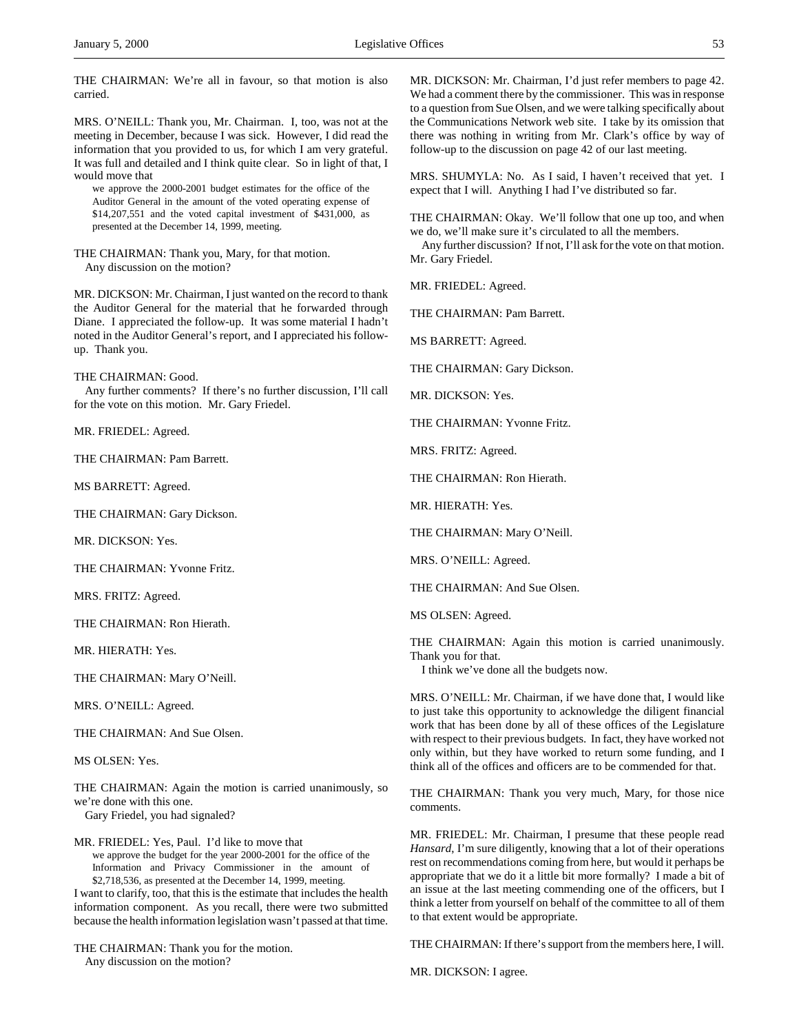THE CHAIRMAN: We're all in favour, so that motion is also carried.

MRS. O'NEILL: Thank you, Mr. Chairman. I, too, was not at the meeting in December, because I was sick. However, I did read the information that you provided to us, for which I am very grateful. It was full and detailed and I think quite clear. So in light of that, I would move that

> we approve the 2000-2001 budget estimates for the office of the Auditor General in the amount of the voted operating expense of $14,207,551 and the voted capital investment of $431,000, as presented at the December 14, 1999, meeting.

THE CHAIRMAN: Thank you, Mary, for that motion.
Any discussion on the motion?

MR. DICKSON: Mr. Chairman, I just wanted on the record to thank the Auditor General for the material that he forwarded through Diane. I appreciated the follow-up. It was some material I hadn't noted in the Auditor General's report, and I appreciated his follow-up. Thank you.

THE CHAIRMAN: Good.
Any further comments? If there's no further discussion, I'll call for the vote on this motion. Mr. Gary Friedel.

MR. FRIEDEL: Agreed.

THE CHAIRMAN: Pam Barrett.

MS BARRETT: Agreed.

THE CHAIRMAN: Gary Dickson.

MR. DICKSON: Yes.

THE CHAIRMAN: Yvonne Fritz.

MRS. FRITZ: Agreed.

THE CHAIRMAN: Ron Hierath.

MR. HIERATH: Yes.

THE CHAIRMAN: Mary O'Neill.

MRS. O'NEILL: Agreed.

THE CHAIRMAN: And Sue Olsen.

MS OLSEN: Yes.

THE CHAIRMAN: Again the motion is carried unanimously, so we're done with this one.
Gary Friedel, you had signaled?

MR. FRIEDEL: Yes, Paul. I'd like to move that

> we approve the budget for the year 2000-2001 for the office of the Information and Privacy Commissioner in the amount of $2,718,536, as presented at the December 14, 1999, meeting.

I want to clarify, too, that this is the estimate that includes the health information component. As you recall, there were two submitted because the health information legislation wasn't passed at that time.

THE CHAIRMAN: Thank you for the motion.
Any discussion on the motion?

MR. DICKSON: Mr. Chairman, I'd just refer members to page 42. We had a comment there by the commissioner. This was in response to a question from Sue Olsen, and we were talking specifically about the Communications Network web site. I take by its omission that there was nothing in writing from Mr. Clark's office by way of follow-up to the discussion on page 42 of our last meeting.

MRS. SHUMYLA: No. As I said, I haven't received that yet. I expect that I will. Anything I had I've distributed so far.

THE CHAIRMAN: Okay. We'll follow that one up too, and when we do, we'll make sure it's circulated to all the members.
Any further discussion? If not, I'll ask for the vote on that motion. Mr. Gary Friedel.

MR. FRIEDEL: Agreed.

THE CHAIRMAN: Pam Barrett.

MS BARRETT: Agreed.

THE CHAIRMAN: Gary Dickson.

MR. DICKSON: Yes.

THE CHAIRMAN: Yvonne Fritz.

MRS. FRITZ: Agreed.

THE CHAIRMAN: Ron Hierath.

MR. HIERATH: Yes.

THE CHAIRMAN: Mary O'Neill.

MRS. O'NEILL: Agreed.

THE CHAIRMAN: And Sue Olsen.

MS OLSEN: Agreed.

THE CHAIRMAN: Again this motion is carried unanimously. Thank you for that.
I think we've done all the budgets now.

MRS. O'NEILL: Mr. Chairman, if we have done that, I would like to just take this opportunity to acknowledge the diligent financial work that has been done by all of these offices of the Legislature with respect to their previous budgets. In fact, they have worked not only within, but they have worked to return some funding, and I think all of the offices and officers are to be commended for that.

THE CHAIRMAN: Thank you very much, Mary, for those nice comments.

MR. FRIEDEL: Mr. Chairman, I presume that these people read *Hansard*, I'm sure diligently, knowing that a lot of their operations rest on recommendations coming from here, but would it perhaps be appropriate that we do it a little bit more formally? I made a bit of an issue at the last meeting commending one of the officers, but I think a letter from yourself on behalf of the committee to all of them to that extent would be appropriate.

THE CHAIRMAN: If there's support from the members here, I will.

MR. DICKSON: I agree.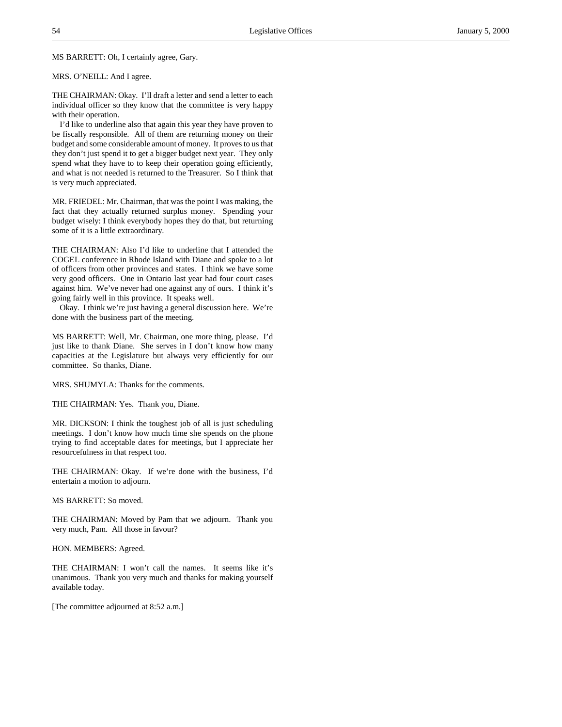MS BARRETT: Oh, I certainly agree, Gary.

MRS. O'NEILL: And I agree.

THE CHAIRMAN: Okay. I'll draft a letter and send a letter to each individual officer so they know that the committee is very happy with their operation.

I'd like to underline also that again this year they have proven to be fiscally responsible. All of them are returning money on their budget and some considerable amount of money. It proves to us that they don't just spend it to get a bigger budget next year. They only spend what they have to to keep their operation going efficiently, and what is not needed is returned to the Treasurer. So I think that is very much appreciated.

MR. FRIEDEL: Mr. Chairman, that was the point I was making, the fact that they actually returned surplus money. Spending your budget wisely: I think everybody hopes they do that, but returning some of it is a little extraordinary.

THE CHAIRMAN: Also I'd like to underline that I attended the COGEL conference in Rhode Island with Diane and spoke to a lot of officers from other provinces and states. I think we have some very good officers. One in Ontario last year had four court cases against him. We've never had one against any of ours. I think it's going fairly well in this province. It speaks well.

Okay. I think we're just having a general discussion here. We're done with the business part of the meeting.

MS BARRETT: Well, Mr. Chairman, one more thing, please. I'd just like to thank Diane. She serves in I don't know how many capacities at the Legislature but always very efficiently for our committee. So thanks, Diane.

MRS. SHUMYLA: Thanks for the comments.

THE CHAIRMAN: Yes. Thank you, Diane.

MR. DICKSON: I think the toughest job of all is just scheduling meetings. I don't know how much time she spends on the phone trying to find acceptable dates for meetings, but I appreciate her resourcefulness in that respect too.

THE CHAIRMAN: Okay. If we're done with the business, I'd entertain a motion to adjourn.

MS BARRETT: So moved.

THE CHAIRMAN: Moved by Pam that we adjourn. Thank you very much, Pam. All those in favour?

HON. MEMBERS: Agreed.

THE CHAIRMAN: I won't call the names. It seems like it's unanimous. Thank you very much and thanks for making yourself available today.

[The committee adjourned at 8:52 a.m.]